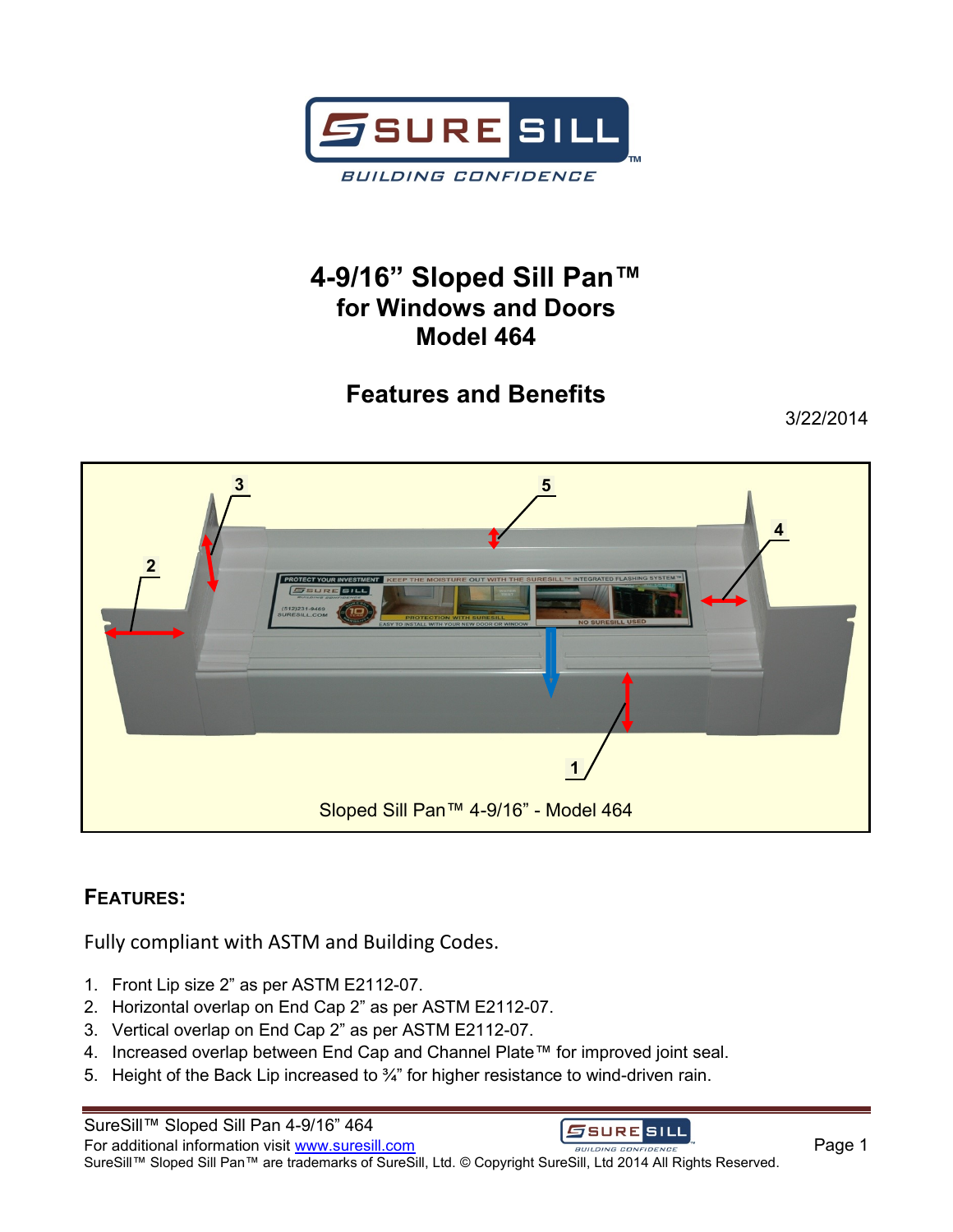# 4-9/16" Sloped Sill Pan™

## for Windows and Doors

## Model 464

## Features and Benefits

3/22/2014

Sloped Sill Pan™ 4-9/16" - Model 464

### FEATURES:

Fully compliant with ASTM and Building Codes.

1. Front Lip size 2" as per ASTM E2112-07.
2. Horizontal overlap on End Cap 2" as per ASTM E2112-07.
3. Vertical overlap on End Cap 2" as per ASTM E2112-07.
4. Increased overlap between End Cap and Channel Plate™ for improved joint seal.
5. Height of the Back Lip increased to ¾" for higher resistance to wind-driven rain.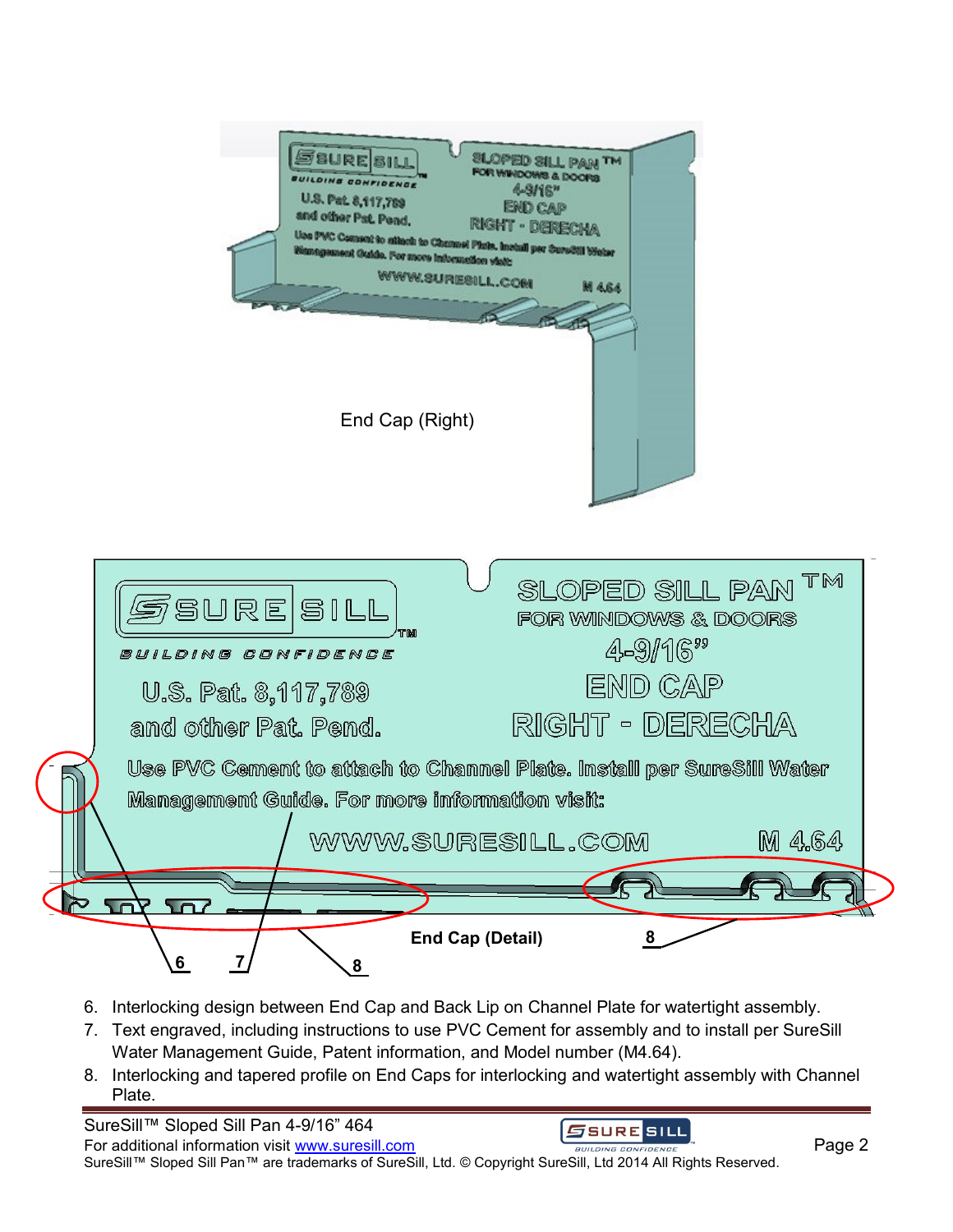End Cap (Right)

End Cap (Detail)

6. Interlocking design between End Cap and Back Lip on Channel Plate for watertight assembly.
7. Text engraved, including instructions to use PVC Cement for assembly and to install per SureSill Water Management Guide, Patent information, and Model number (M4.64).
8. Interlocking and tapered profile on End Caps for interlocking and watertight assembly with Channel Plate.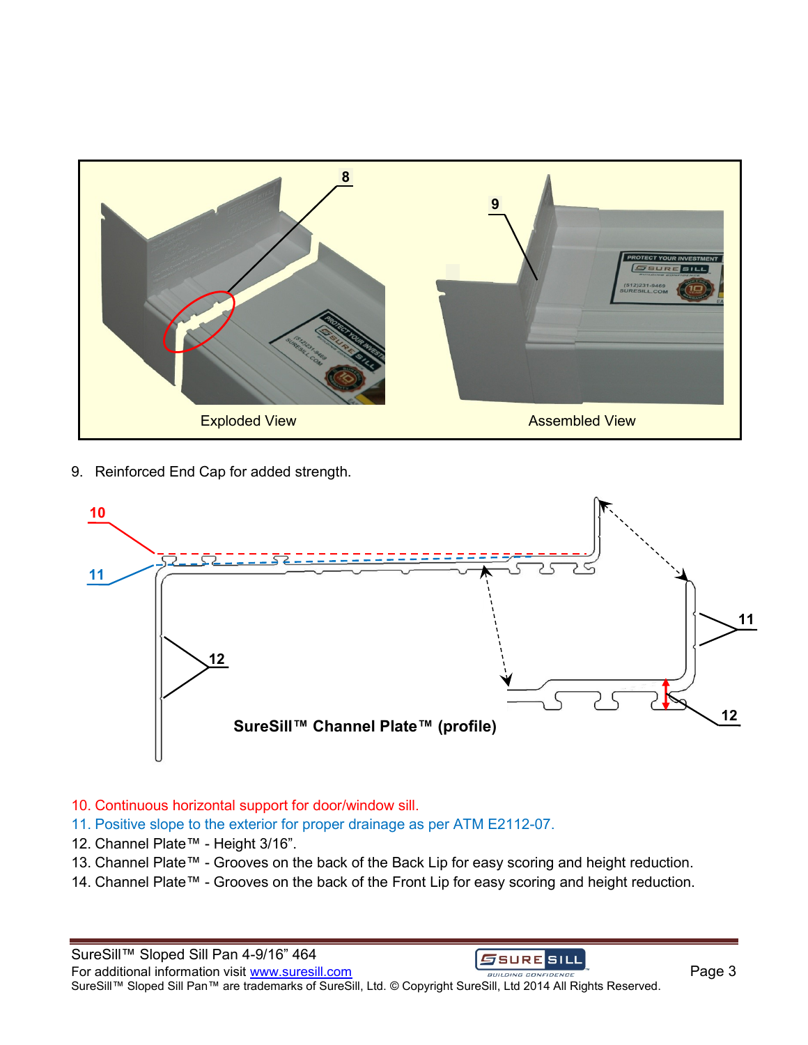9. Reinforced End Cap for added strength.

10. Continuous horizontal support for door/window sill.
11. Positive slope to the exterior for proper drainage as per ATM E2112-07.
12. Channel Plate™ - Height 3/16”.
13. Channel Plate™ - Grooves on the back of the Back Lip for easy scoring and height reduction.
14. Channel Plate™ - Grooves on the back of the Front Lip for easy scoring and height reduction.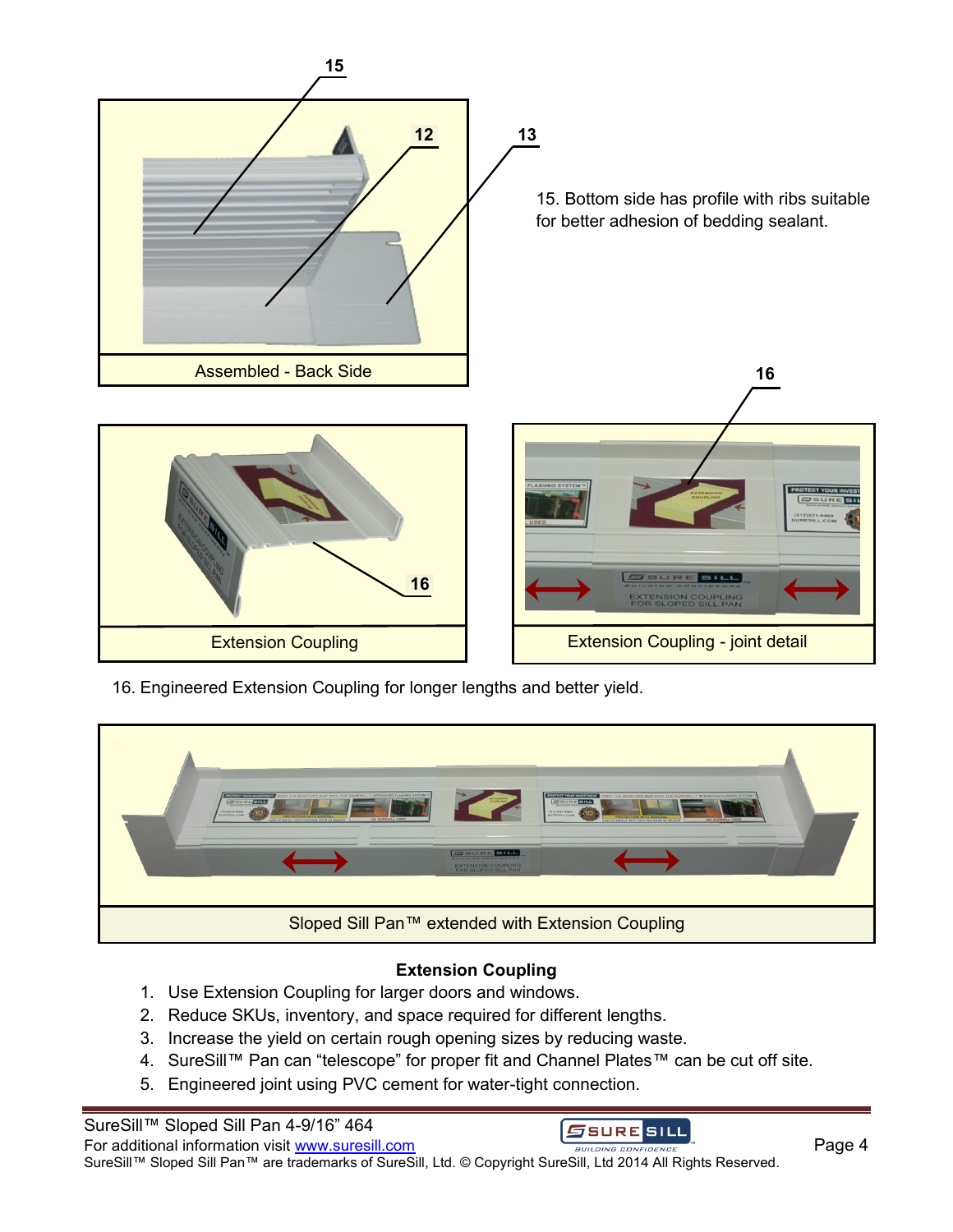15

12

13

Assembled - Back Side

15. Bottom side has profile with ribs suitable for better adhesion of bedding sealant.

16

Extension Coupling

16

Extension Coupling - joint detail

16. Engineered Extension Coupling for longer lengths and better yield.

Sloped Sill Pan™ extended with Extension Coupling

**Extension Coupling**

1. Use Extension Coupling for larger doors and windows.
2. Reduce SKUs, inventory, and space required for different lengths.
3. Increase the yield on certain rough opening sizes by reducing waste.
4. SureSill™ Pan can “telescope” for proper fit and Channel Plates™ can be cut off site.
5. Engineered joint using PVC cement for water-tight connection.

SureSill™ Sloped Sill Pan 4-9/16” 464
For additional information visit www.suresill.com
SureSill™ Sloped Sill Pan™ are trademarks of SureSill, Ltd. © Copyright SureSill, Ltd 2014 All Rights Reserved.